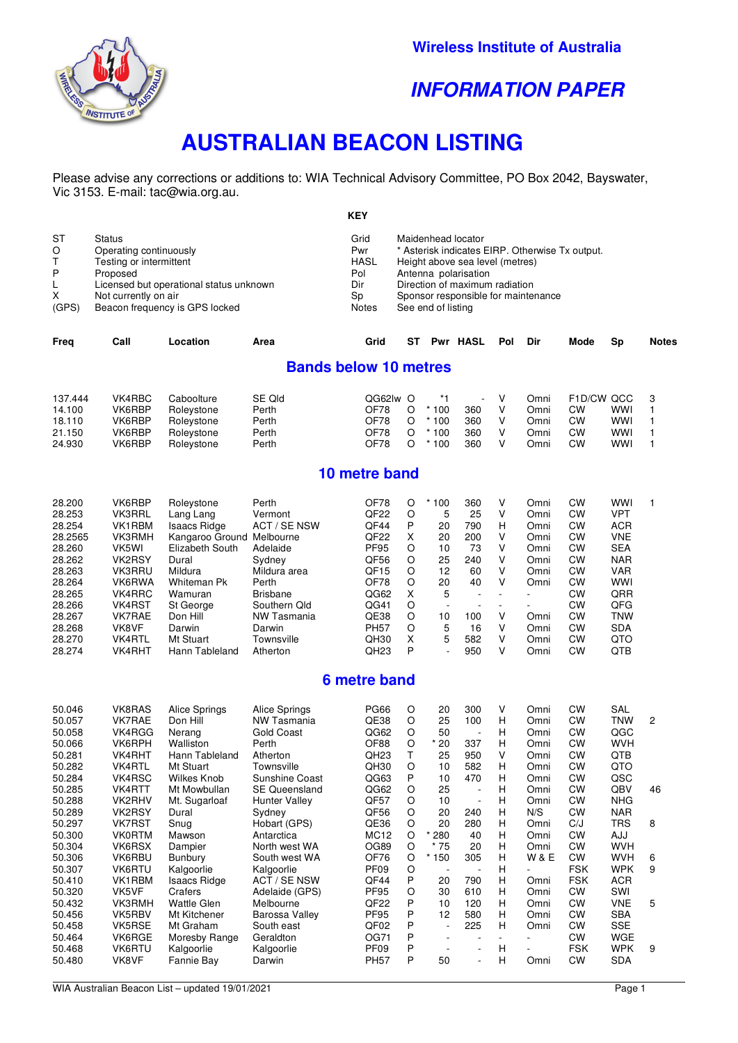**Wireless Institute of Australia**

***INFORMATION PAPER***

# AUSTRALIAN BEACON LISTING

Please advise any corrections or additions to: WIA Technical Advisory Committee, PO Box 2042, Bayswater, Vic 3153. E-mail: tac@wia.org.au.

**KEY**

| | | | |
|---|---|---|---|
| ST | Status | Grid | Maidenhead locator |
| O | Operating continuously | Pwr | * Asterisk indicates EIRP. Otherwise Tx output. |
| T | Testing or intermittent | HASL | Height above sea level (metres) |
| P | Proposed | Pol | Antenna polarisation |
| L | Licensed but operational status unknown | Dir | Direction of maximum radiation |
| X | Not currently on air | Sp | Sponsor responsible for maintenance |
| (GPS) | Beacon frequency is GPS locked | Notes | See end of listing |

## Bands below 10 metres

| Freq | Call | Location | Area | Grid | ST | Pwr | HASL | Pol | Dir | Mode | Sp | Notes |
|---|---|---|---|---|---|---|---|---|---|---|---|---|
| 137.444 | VK4RBC | Caboolture | SE Qld | QG62lw | O | *1 | - | V | Omni | F1D/CW | QCC | 3 |
| 14.100 | VK6RBP | Roleystone | Perth | OF78 | O | * 100 | 360 | V | Omni | CW | WWI | 1 |
| 18.110 | VK6RBP | Roleystone | Perth | OF78 | O | * 100 | 360 | V | Omni | CW | WWI | 1 |
| 21.150 | VK6RBP | Roleystone | Perth | OF78 | O | * 100 | 360 | V | Omni | CW | WWI | 1 |
| 24.930 | VK6RBP | Roleystone | Perth | OF78 | O | * 100 | 360 | V | Omni | CW | WWI | 1 |

## 10 metre band

| Freq | Call | Location | Area | Grid | ST | Pwr | HASL | Pol | Dir | Mode | Sp | Notes |
|---|---|---|---|---|---|---|---|---|---|---|---|---|
| 28.200 | VK6RBP | Roleystone | Perth | OF78 | O | * 100 | 360 | V | Omni | CW | WWI | 1 |
| 28.253 | VK3RRL | Lang Lang | Vermont | QF22 | O | 5 | 25 | V | Omni | CW | VPT | |
| 28.254 | VK1RBM | Isaacs Ridge | ACT / SE NSW | QF44 | P | 20 | 790 | H | Omni | CW | ACR | |
| 28.2565 | VK3RMH | Kangaroo Ground | Melbourne | QF22 | X | 20 | 200 | V | Omni | CW | VNE | |
| 28.260 | VK5WI | Elizabeth South | Adelaide | PF95 | O | 10 | 73 | V | Omni | CW | SEA | |
| 28.262 | VK2RSY | Dural | Sydney | QF56 | O | 25 | 240 | V | Omni | CW | NAR | |
| 28.263 | VK3RRU | Mildura | Mildura area | QF15 | O | 12 | 60 | V | Omni | CW | VAR | |
| 28.264 | VK6RWA | Whiteman Pk | Perth | OF78 | O | 20 | 40 | V | Omni | CW | WWI | |
| 28.265 | VK4RRC | Wamuran | Brisbane | QG62 | X | 5 | - | - | - | CW | QRR | |
| 28.266 | VK4RST | St George | Southern Qld | QG41 | O | - | - | - | - | CW | QFG | |
| 28.267 | VK7RAE | Don Hill | NW Tasmania | QE38 | O | 10 | 100 | V | Omni | CW | TNW | |
| 28.268 | VK8VF | Darwin | Darwin | PH57 | O | 5 | 16 | V | Omni | CW | SDA | |
| 28.270 | VK4RTL | Mt Stuart | Townsville | QH30 | X | 5 | 582 | V | Omni | CW | QTO | |
| 28.274 | VK4RHT | Hann Tableland | Atherton | QH23 | P | - | 950 | V | Omni | CW | QTB | |

## 6 metre band

| Freq | Call | Location | Area | Grid | ST | Pwr | HASL | Pol | Dir | Mode | Sp | Notes |
|---|---|---|---|---|---|---|---|---|---|---|---|---|
| 50.046 | VK8RAS | Alice Springs | Alice Springs | PG66 | O | 20 | 300 | V | Omni | CW | SAL | |
| 50.057 | VK7RAE | Don Hill | NW Tasmania | QE38 | O | 25 | 100 | H | Omni | CW | TNW | 2 |
| 50.058 | VK4RGG | Nerang | Gold Coast | QG62 | O | 50 | - | H | Omni | CW | QGC | |
| 50.066 | VK6RPH | Walliston | Perth | OF88 | O | * 20 | 337 | H | Omni | CW | WVH | |
| 50.281 | VK4RHT | Hann Tableland | Atherton | QH23 | T | 25 | 950 | V | Omni | CW | QTB | |
| 50.282 | VK4RTL | Mt Stuart | Townsville | QH30 | O | 10 | 582 | H | Omni | CW | QTO | |
| 50.284 | VK4RSC | Wilkes Knob | Sunshine Coast | QG63 | P | 10 | 470 | H | Omni | CW | QSC | |
| 50.285 | VK4RTT | Mt Mowbullan | SE Queensland | QG62 | O | 25 | - | H | Omni | CW | QBV | 46 |
| 50.288 | VK2RHV | Mt. Sugarloaf | Hunter Valley | QF57 | O | 10 | - | H | Omni | CW | NHG | |
| 50.289 | VK2RSY | Dural | Sydney | QF56 | O | 20 | 240 | H | N/S | CW | NAR | |
| 50.297 | VK7RST | Snug | Hobart (GPS) | QE36 | O | 20 | 280 | H | Omni | C/J | TRS | 8 |
| 50.300 | VK0RTM | Mawson | Antarctica | MC12 | O | * 280 | 40 | H | Omni | CW | AJJ | |
| 50.304 | VK6RSX | Dampier | North west WA | OG89 | O | * 75 | 20 | H | Omni | CW | WVH | |
| 50.306 | VK6RBU | Bunbury | South west WA | OF76 | O | * 150 | 305 | H | W & E | CW | WVH | 6 |
| 50.307 | VK6RTU | Kalgoorlie | Kalgoorlie | PF09 | O | - | - | H | - | FSK | WPK | 9 |
| 50.410 | VK1RBM | Isaacs Ridge | ACT / SE NSW | QF44 | P | 20 | 790 | H | Omni | FSK | ACR | |
| 50.320 | VK5VF | Crafers | Adelaide (GPS) | PF95 | O | 30 | 610 | H | Omni | CW | SWI | |
| 50.432 | VK3RMH | Wattle Glen | Melbourne | QF22 | P | 10 | 120 | H | Omni | CW | VNE | 5 |
| 50.456 | VK5RBV | Mt Kitchener | Barossa Valley | PF95 | P | 12 | 580 | H | Omni | CW | SBA | |
| 50.458 | VK5RSE | Mt Graham | South east | QF02 | P | - | 225 | H | Omni | CW | SSE | |
| 50.464 | VK6RGE | Moresby Range | Geraldton | OG71 | P | - | - | - | - | CW | WGE | |
| 50.468 | VK6RTU | Kalgoorlie | Kalgoorlie | PF09 | P | - | - | H | - | FSK | WPK | 9 |
| 50.480 | VK8VF | Fannie Bay | Darwin | PH57 | P | 50 | - | H | Omni | CW | SDA | |

WIA Australian Beacon List – updated 19/01/2021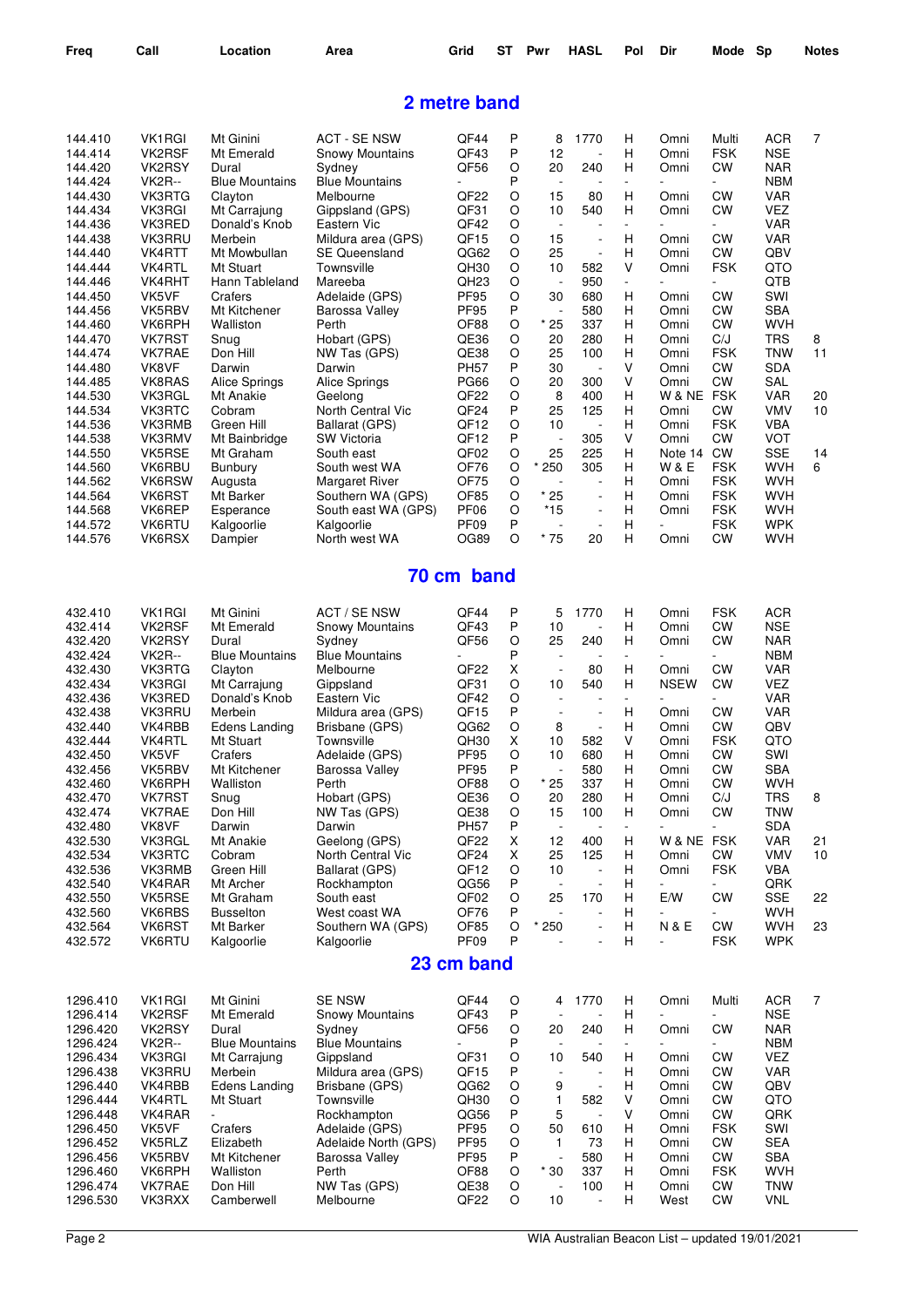| Freq | Call | Location | Area | Grid | ST | Pwr | HASL | Pol | Dir | Mode | Sp | Notes |
|---|---|---|---|---|---|---|---|---|---|---|---|---|

## 2 metre band

| Freq | Call | Location | Area | Grid | ST | Pwr | HASL | Pol | Dir | Mode | Sp | Notes |
|---|---|---|---|---|---|---|---|---|---|---|---|---|
| 144.410 | VK1RGI | Mt Ginini | ACT - SE NSW | QF44 | P | 8 | 1770 | H | Omni | Multi | ACR | 7 |
| 144.414 | VK2RSF | Mt Emerald | Snowy Mountains | QF43 | P | 12 | - | H | Omni | FSK | NSE | |
| 144.420 | VK2RSY | Dural | Sydney | QF56 | O | 20 | 240 | H | Omni | CW | NAR | |
| 144.424 | VK2R-- | Blue Mountains | Blue Mountains | - | P | - | - | - | - | - | NBM | |
| 144.430 | VK3RTG | Clayton | Melbourne | QF22 | O | 15 | 80 | H | Omni | CW | VAR | |
| 144.434 | VK3RGI | Mt Carrajung | Gippsland (GPS) | QF31 | O | 10 | 540 | H | Omni | CW | VEZ | |
| 144.436 | VK3RED | Donald's Knob | Eastern Vic | QF42 | O | - | - | - | - | - | VAR | |
| 144.438 | VK3RRU | Merbein | Mildura area (GPS) | QF15 | O | 15 | - | H | Omni | CW | VAR | |
| 144.440 | VK4RTT | Mt Mowbullan | SE Queensland | QG62 | O | 25 | - | H | Omni | CW | QBV | |
| 144.444 | VK4RTL | Mt Stuart | Townsville | QH30 | O | 10 | 582 | V | Omni | FSK | QTO | |
| 144.446 | VK4RHT | Hann Tableland | Mareeba | QH23 | O | - | 950 | - | - | - | QTB | |
| 144.450 | VK5VF | Crafers | Adelaide (GPS) | PF95 | O | 30 | 680 | H | Omni | CW | SWI | |
| 144.456 | VK5RBV | Mt Kitchener | Barossa Valley | PF95 | P | - | 580 | H | Omni | CW | SBA | |
| 144.460 | VK6RPH | Walliston | Perth | OF88 | O | * 25 | 337 | H | Omni | CW | WVH | |
| 144.470 | VK7RST | Snug | Hobart (GPS) | QE36 | O | 20 | 280 | H | Omni | C/J | TRS | 8 |
| 144.474 | VK7RAE | Don Hill | NW Tas (GPS) | QE38 | O | 25 | 100 | H | Omni | FSK | TNW | 11 |
| 144.480 | VK8VF | Darwin | Darwin | PH57 | P | 30 | - | V | Omni | CW | SDA | |
| 144.485 | VK8RAS | Alice Springs | Alice Springs | PG66 | O | 20 | 300 | V | Omni | CW | SAL | |
| 144.530 | VK3RGL | Mt Anakie | Geelong | QF22 | O | 8 | 400 | H | W & NE | FSK | VAR | 20 |
| 144.534 | VK3RTC | Cobram | North Central Vic | QF24 | P | 25 | 125 | H | Omni | CW | VMV | 10 |
| 144.536 | VK3RMB | Green Hill | Ballarat (GPS) | QF12 | O | 10 | - | H | Omni | FSK | VBA | |
| 144.538 | VK3RMV | Mt Bainbridge | SW Victoria | QF12 | P | - | 305 | V | Omni | CW | VOT | |
| 144.550 | VK5RSE | Mt Graham | South east | QF02 | O | 25 | 225 | H | Note 14 | CW | SSE | 14 |
| 144.560 | VK6RBU | Bunbury | South west WA | OF76 | O | * 250 | 305 | H | W & E | FSK | WVH | 6 |
| 144.562 | VK6RSW | Augusta | Margaret River | OF75 | O | - | - | H | Omni | FSK | WVH | |
| 144.564 | VK6RST | Mt Barker | Southern WA (GPS) | OF85 | O | * 25 | - | H | Omni | FSK | WVH | |
| 144.568 | VK6REP | Esperance | South east WA (GPS) | PF06 | O | *15 | - | H | Omni | FSK | WVH | |
| 144.572 | VK6RTU | Kalgoorlie | Kalgoorlie | PF09 | P | - | - | H | - | FSK | WPK | |
| 144.576 | VK6RSX | Dampier | North west WA | OG89 | O | * 75 | 20 | H | Omni | CW | WVH | |

## 70 cm band

| Freq | Call | Location | Area | Grid | ST | Pwr | HASL | Pol | Dir | Mode | Sp | Notes |
|---|---|---|---|---|---|---|---|---|---|---|---|---|
| 432.410 | VK1RGI | Mt Ginini | ACT / SE NSW | QF44 | P | 5 | 1770 | H | Omni | FSK | ACR | |
| 432.414 | VK2RSF | Mt Emerald | Snowy Mountains | QF43 | P | 10 | - | H | Omni | CW | NSE | |
| 432.420 | VK2RSY | Dural | Sydney | QF56 | O | 25 | 240 | H | Omni | CW | NAR | |
| 432.424 | VK2R-- | Blue Mountains | Blue Mountains | - | P | - | - | - | - | - | NBM | |
| 432.430 | VK3RTG | Clayton | Melbourne | QF22 | X | - | 80 | H | Omni | CW | VAR | |
| 432.434 | VK3RGI | Mt Carrajung | Gippsland | QF31 | O | 10 | 540 | H | NSEW | CW | VEZ | |
| 432.436 | VK3RED | Donald's Knob | Eastern Vic | QF42 | O | - | - | - | - | - | VAR | |
| 432.438 | VK3RRU | Merbein | Mildura area (GPS) | QF15 | O | - | - | H | Omni | CW | VAR | |
| 432.440 | VK4RBB | Edens Landing | Brisbane (GPS) | QG62 | O | 8 | - | H | Omni | CW | QBV | |
| 432.444 | VK4RTL | Mt Stuart | Townsville | QH30 | X | 10 | 582 | V | Omni | FSK | QTO | |
| 432.450 | VK5VF | Crafers | Adelaide (GPS) | PF95 | O | 10 | 680 | H | Omni | CW | SWI | |
| 432.456 | VK5RBV | Mt Kitchener | Barossa Valley | PF95 | P | - | 580 | H | Omni | CW | SBA | |
| 432.460 | VK6RPH | Walliston | Perth | OF88 | O | * 25 | 337 | H | Omni | CW | WVH | |
| 432.470 | VK7RST | Snug | Hobart (GPS) | QE36 | O | 20 | 280 | H | Omni | C/J | TRS | 8 |
| 432.474 | VK7RAE | Don Hill | NW Tas (GPS) | QE38 | O | 15 | 100 | H | Omni | CW | TNW | |
| 432.480 | VK8VF | Darwin | Darwin | PH57 | P | - | - | - | - | - | SDA | |
| 432.530 | VK3RGL | Mt Anakie | Geelong (GPS) | QF22 | X | 12 | 400 | H | W & NE | FSK | VAR | 21 |
| 432.534 | VK3RTC | Cobram | North Central Vic | QF24 | X | 25 | 125 | H | Omni | CW | VMV | 10 |
| 432.536 | VK3RMB | Green Hill | Ballarat (GPS) | QF12 | O | 10 | - | H | Omni | FSK | VBA | |
| 432.540 | VK4RAR | Mt Archer | Rockhampton | QG56 | P | - | - | H | - | - | QRK | |
| 432.550 | VK5RSE | Mt Graham | South east | QF02 | O | 25 | 170 | H | E/W | CW | SSE | 22 |
| 432.560 | VK6RBS | Busselton | West coast WA | OF76 | P | - | - | H | - | - | WVH | |
| 432.564 | VK6RST | Mt Barker | Southern WA (GPS) | OF85 | O | * 250 | - | H | N & E | CW | WVH | 23 |
| 432.572 | VK6RTU | Kalgoorlie | Kalgoorlie | PF09 | P | - | - | H | - | FSK | WPK | |

## 23 cm band

| Freq | Call | Location | Area | Grid | ST | Pwr | HASL | Pol | Dir | Mode | Sp | Notes |
|---|---|---|---|---|---|---|---|---|---|---|---|---|
| 1296.410 | VK1RGI | Mt Ginini | SE NSW | QF44 | O | 4 | 1770 | H | Omni | Multi | ACR | 7 |
| 1296.414 | VK2RSF | Mt Emerald | Snowy Mountains | QF43 | P | - | - | H | - | - | NSE | |
| 1296.420 | VK2RSY | Dural | Sydney | QF56 | O | 20 | 240 | H | Omni | CW | NAR | |
| 1296.424 | VK2R-- | Blue Mountains | Blue Mountains | - | P | - | - | - | - | - | NBM | |
| 1296.434 | VK3RGI | Mt Carrajung | Gippsland | QF31 | O | 10 | 540 | H | Omni | CW | VEZ | |
| 1296.438 | VK3RRU | Merbein | Mildura area (GPS) | QF15 | P | - | - | H | Omni | CW | VAR | |
| 1296.440 | VK4RBB | Edens Landing | Brisbane (GPS) | QG62 | O | 9 | - | H | Omni | CW | QBV | |
| 1296.444 | VK4RTL | Mt Stuart | Townsville | QH30 | O | 1 | 582 | V | Omni | CW | QTO | |
| 1296.448 | VK4RAR | - | Rockhampton | QG56 | P | 5 | - | V | Omni | CW | QRK | |
| 1296.450 | VK5VF | Crafers | Adelaide (GPS) | PF95 | O | 50 | 610 | H | Omni | FSK | SWI | |
| 1296.452 | VK5RLZ | Elizabeth | Adelaide North (GPS) | PF95 | O | 1 | 73 | H | Omni | CW | SEA | |
| 1296.456 | VK5RBV | Mt Kitchener | Barossa Valley | PF95 | P | - | 580 | H | Omni | CW | SBA | |
| 1296.460 | VK6RPH | Walliston | Perth | OF88 | O | * 30 | 337 | H | Omni | FSK | WVH | |
| 1296.474 | VK7RAE | Don Hill | NW Tas (GPS) | QE38 | O | - | 100 | H | Omni | CW | TNW | |
| 1296.530 | VK3RXX | Camberwell | Melbourne | QF22 | O | 10 | - | H | West | CW | VNL | |

WIA Australian Beacon List – updated 19/01/2021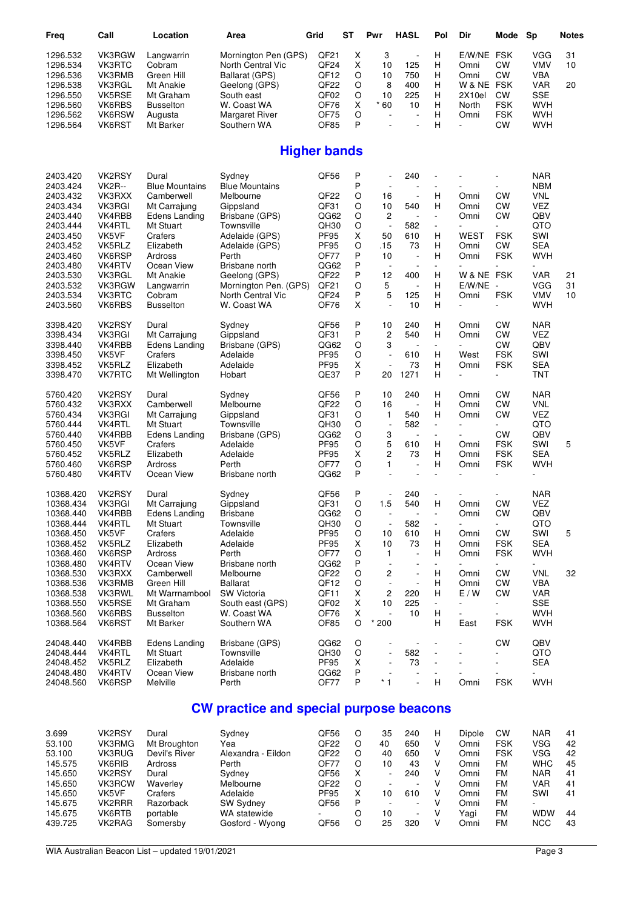| Freq | Call | Location | Area | Grid | ST | Pwr | HASL | Pol | Dir | Mode | Sp | Notes |
|---|---|---|---|---|---|---|---|---|---|---|---|---|
| 1296.532 | VK3RGW | Langwarrin | Mornington Pen (GPS) | QF21 | X | 3 | - | H | E/W/NE | FSK | VGG | 31 |
| 1296.534 | VK3RTC | Cobram | North Central Vic | QF24 | X | 10 | 125 | H | Omni | CW | VMV | 10 |
| 1296.536 | VK3RMB | Green Hill | Ballarat (GPS) | QF12 | O | 10 | 750 | H | Omni | CW | VBA | |
| 1296.538 | VK3RGL | Mt Anakie | Geelong (GPS) | QF22 | O | 8 | 400 | H | W & NE | FSK | VAR | 20 |
| 1296.550 | VK5RSE | Mt Graham | South east | QF02 | O | 10 | 225 | H | 2X10el | CW | SSE | |
| 1296.560 | VK6RBS | Busselton | W. Coast WA | OF76 | X | * 60 | 10 | H | North | FSK | WVH | |
| 1296.562 | VK6RSW | Augusta | Margaret River | OF75 | O | - | - | H | Omni | FSK | WVH | |
| 1296.564 | VK6RST | Mt Barker | Southern WA | OF85 | P | - | - | H | - | CW | WVH | |

## Higher bands

| Freq | Call | Location | Area | Grid | ST | Pwr | HASL | Pol | Dir | Mode | Sp | Notes |
|---|---|---|---|---|---|---|---|---|---|---|---|---|
| 2403.420 | VK2RSY | Dural | Sydney | QF56 | P | - | 240 | - | - | - | NAR | |
| 2403.424 | VK2R-- | Blue Mountains | Blue Mountains | | P | - | - | - | - | - | NBM | |
| 2403.432 | VK3RXX | Camberwell | Melbourne | QF22 | O | 16 | - | H | Omni | CW | VNL | |
| 2403.434 | VK3RGI | Mt Carrajung | Gippsland | QF31 | O | 10 | 540 | H | Omni | CW | VEZ | |
| 2403.440 | VK4RBB | Edens Landing | Brisbane (GPS) | QG62 | O | 2 | - | - | Omni | CW | QBV | |
| 2403.444 | VK4RTL | Mt Stuart | Townsville | QH30 | O | - | 582 | - | - | - | QTO | |
| 2403.450 | VK5VF | Crafers | Adelaide (GPS) | PF95 | X | 50 | 610 | H | WEST | FSK | SWI | |
| 2403.452 | VK5RLZ | Elizabeth | Adelaide (GPS) | PF95 | O | .15 | 73 | H | Omni | CW | SEA | |
| 2403.460 | VK6RSP | Ardross | Perth | OF77 | P | 10 | - | H | Omni | FSK | WVH | |
| 2403.480 | VK4RTV | Ocean View | Brisbane north | QG62 | P | - | - | - | - | - | - | |
| 2403.530 | VK3RGL | Mt Anakie | Geelong (GPS) | QF22 | P | 12 | 400 | H | W & NE | FSK | VAR | 21 |
| 2403.532 | VK3RGW | Langwarrin | Mornington Pen. (GPS) | QF21 | O | 5 | - | H | E/W/NE | - | VGG | 31 |
| 2403.534 | VK3RTC | Cobram | North Central Vic | QF24 | P | 5 | 125 | H | Omni | FSK | VMV | 10 |
| 2403.560 | VK6RBS | Busselton | W. Coast WA | OF76 | X | - | 10 | H | - | - | WVH | |
| 3398.420 | VK2RSY | Dural | Sydney | QF56 | P | 10 | 240 | H | Omni | CW | NAR | |
| 3398.434 | VK3RGI | Mt Carrajung | Gippsland | QF31 | P | 2 | 540 | H | Omni | CW | VEZ | |
| 3398.440 | VK4RBB | Edens Landing | Brisbane (GPS) | QG62 | O | 3 | - | - | - | CW | QBV | |
| 3398.450 | VK5VF | Crafers | Adelaide | PF95 | O | - | 610 | H | West | FSK | SWI | |
| 3398.452 | VK5RLZ | Elizabeth | Adelaide | PF95 | X | - | 73 | H | Omni | FSK | SEA | |
| 3398.470 | VK7RTC | Mt Wellington | Hobart | QE37 | P | 20 | 1271 | H | - | - | TNT | |
| 5760.420 | VK2RSY | Dural | Sydney | QF56 | P | 10 | 240 | H | Omni | CW | NAR | |
| 5760.432 | VK3RXX | Camberwell | Melbourne | QF22 | O | 16 | - | H | Omni | CW | VNL | |
| 5760.434 | VK3RGI | Mt Carrajung | Gippsland | QF31 | O | 1 | 540 | H | Omni | CW | VEZ | |
| 5760.444 | VK4RTL | Mt Stuart | Townsville | QH30 | O | - | 582 | - | - | - | QTO | |
| 5760.440 | VK4RBB | Edens Landing | Brisbane (GPS) | QG62 | O | 3 | - | - | - | CW | QBV | |
| 5760.450 | VK5VF | Crafers | Adelaide | PF95 | O | 5 | 610 | H | Omni | FSK | SWI | 5 |
| 5760.452 | VK5RLZ | Elizabeth | Adelaide | PF95 | X | 2 | 73 | H | Omni | FSK | SEA | |
| 5760.460 | VK6RSP | Ardross | Perth | OF77 | O | 1 | - | H | Omni | FSK | WVH | |
| 5760.480 | VK4RTV | Ocean View | Brisbane north | QG62 | P | - | - | - | - | - | - | |
| 10368.420 | VK2RSY | Dural | Sydney | QF56 | P | - | 240 | - | - | - | NAR | |
| 10368.434 | VK3RGI | Mt Carrajung | Gippsland | QF31 | O | 1.5 | 540 | H | Omni | CW | VEZ | |
| 10368.440 | VK4RBB | Edens Landing | Brisbane | QG62 | O | - | - | - | Omni | CW | QBV | |
| 10368.444 | VK4RTL | Mt Stuart | Townsville | QH30 | O | - | 582 | - | - | - | QTO | |
| 10368.450 | VK5VF | Crafers | Adelaide | PF95 | O | 10 | 610 | H | Omni | CW | SWI | 5 |
| 10368.452 | VK5RLZ | Elizabeth | Adelaide | PF95 | X | 10 | 73 | H | Omni | FSK | SEA | |
| 10368.460 | VK6RSP | Ardross | Perth | OF77 | O | 1 | - | H | Omni | FSK | WVH | |
| 10368.480 | VK4RTV | Ocean View | Brisbane north | QG62 | P | - | - | - | - | - | - | |
| 10368.530 | VK3RXX | Camberwell | Melbourne | QF22 | O | 2 | - | H | Omni | CW | VNL | 32 |
| 10368.536 | VK3RMB | Green Hill | Ballarat | QF12 | O | - | - | H | Omni | CW | VBA | |
| 10368.538 | VK3RWL | Mt Warrnambool | SW Victoria | QF11 | X | 2 | 220 | H | E / W | CW | VAR | |
| 10368.550 | VK5RSE | Mt Graham | South east (GPS) | QF02 | X | 10 | 225 | - | - | - | SSE | |
| 10368.560 | VK6RBS | Busselton | W. Coast WA | OF76 | X | - | 10 | H | - | - | WVH | |
| 10368.564 | VK6RST | Mt Barker | Southern WA | OF85 | O | * 200 | | H | East | FSK | WVH | |
| 24048.440 | VK4RBB | Edens Landing | Brisbane (GPS) | QG62 | O | - | - | - | - | CW | QBV | |
| 24048.444 | VK4RTL | Mt Stuart | Townsville | QH30 | O | - | 582 | - | - | - | QTO | |
| 24048.452 | VK5RLZ | Elizabeth | Adelaide | PF95 | X | - | 73 | - | - | - | SEA | |
| 24048.480 | VK4RTV | Ocean View | Brisbane north | QG62 | P | - | - | - | - | - | - | |
| 24048.560 | VK6RSP | Melville | Perth | OF77 | P | * 1 | - | H | Omni | FSK | WVH | |

## CW practice and special purpose beacons

| Freq | Call | Location | Area | Grid | ST | Pwr | HASL | Pol | Dir | Mode | Sp | Notes |
|---|---|---|---|---|---|---|---|---|---|---|---|---|
| 3.699 | VK2RSY | Dural | Sydney | QF56 | O | 35 | 240 | H | Dipole | CW | NAR | 41 |
| 53.100 | VK3RMG | Mt Broughton | Yea | QF22 | O | 40 | 650 | V | Omni | FSK | VSG | 42 |
| 53.100 | VK3RUG | Devil's River | Alexandra - Eildon | QF22 | O | 40 | 650 | V | Omni | FSK | VSG | 42 |
| 145.575 | VK6RIB | Ardross | Perth | OF77 | O | 10 | 43 | V | Omni | FM | WHC | 45 |
| 145.650 | VK2RSY | Dural | Sydney | QF56 | X | - | 240 | V | Omni | FM | NAR | 41 |
| 145.650 | VK3RCW | Waverley | Melbourne | QF22 | O | - | - | V | Omni | FM | VAR | 41 |
| 145.650 | VK5VF | Crafers | Adelaide | PF95 | X | 10 | 610 | V | Omni | FM | SWI | 41 |
| 145.675 | VK2RRR | Razorback | SW Sydney | QF56 | P | - | - | V | Omni | FM | - | |
| 145.675 | VK6RTB | portable | WA statewide | - | O | 10 | - | V | Yagi | FM | WDW | 44 |
| 439.725 | VK2RAG | Somersby | Gosford - Wyong | QF56 | O | 25 | 320 | V | Omni | FM | NCC | 43 |

WIA Australian Beacon List – updated 19/01/2021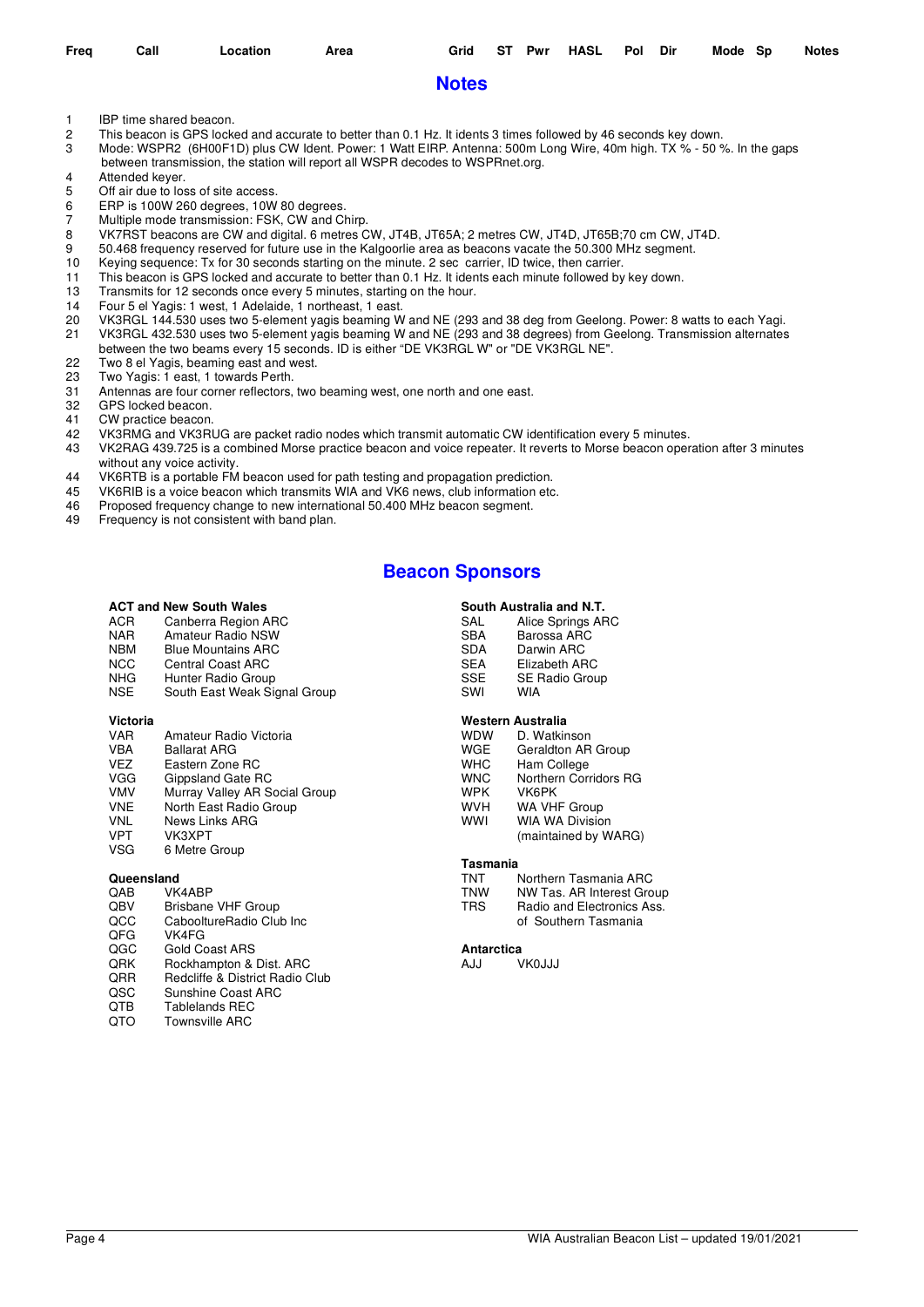| Freq | Call | Location | Area | Grid | ST | Pwr | HASL | Pol | Dir | Mode | Sp | Notes |
|---|---|---|---|---|---|---|---|---|---|---|---|---|

## Notes

1 IBP time shared beacon.
2 This beacon is GPS locked and accurate to better than 0.1 Hz. It idents 3 times followed by 46 seconds key down.
3 Mode: WSPR2 (6H00F1D) plus CW Ident. Power: 1 Watt EIRP. Antenna: 500m Long Wire, 40m high. TX % - 50 %. In the gaps between transmission, the station will report all WSPR decodes to WSPRnet.org.
4 Attended keyer.
5 Off air due to loss of site access.
6 ERP is 100W 260 degrees, 10W 80 degrees.
7 Multiple mode transmission: FSK, CW and Chirp.
8 VK7RST beacons are CW and digital. 6 metres CW, JT4B, JT65A; 2 metres CW, JT4D, JT65B;70 cm CW, JT4D.
9 50.468 frequency reserved for future use in the Kalgoorlie area as beacons vacate the 50.300 MHz segment.
10 Keying sequence: Tx for 30 seconds starting on the minute. 2 sec carrier, ID twice, then carrier.
11 This beacon is GPS locked and accurate to better than 0.1 Hz. It idents each minute followed by key down.
13 Transmits for 12 seconds once every 5 minutes, starting on the hour.
14 Four 5 el Yagis: 1 west, 1 Adelaide, 1 northeast, 1 east.
20 VK3RGL 144.530 uses two 5-element yagis beaming W and NE (293 and 38 deg from Geelong. Power: 8 watts to each Yagi.
21 VK3RGL 432.530 uses two 5-element yagis beaming W and NE (293 and 38 degrees) from Geelong. Transmission alternates between the two beams every 15 seconds. ID is either "DE VK3RGL W" or "DE VK3RGL NE".
22 Two 8 el Yagis, beaming east and west.
23 Two Yagis: 1 east, 1 towards Perth.
31 Antennas are four corner reflectors, two beaming west, one north and one east.
32 GPS locked beacon.
41 CW practice beacon.
42 VK3RMG and VK3RUG are packet radio nodes which transmit automatic CW identification every 5 minutes.
43 VK2RAG 439.725 is a combined Morse practice beacon and voice repeater. It reverts to Morse beacon operation after 3 minutes without any voice activity.
44 VK6RTB is a portable FM beacon used for path testing and propagation prediction.
45 VK6RIB is a voice beacon which transmits WIA and VK6 news, club information etc.
46 Proposed frequency change to new international 50.400 MHz beacon segment.
49 Frequency is not consistent with band plan.

## Beacon Sponsors

**ACT and New South Wales**

| | |
|---|---|
| ACR | Canberra Region ARC |
| NAR | Amateur Radio NSW |
| NBM | Blue Mountains ARC |
| NCC | Central Coast ARC |
| NHG | Hunter Radio Group |
| NSE | South East Weak Signal Group |

**Victoria**

| | |
|---|---|
| VAR | Amateur Radio Victoria |
| VBA | Ballarat ARG |
| VEZ | Eastern Zone RC |
| VGG | Gippsland Gate RC |
| VMV | Murray Valley AR Social Group |
| VNE | North East Radio Group |
| VNL | News Links ARG |
| VPT | VK3XPT |
| VSG | 6 Metre Group |

**Queensland**

| | |
|---|---|
| QAB | VK4ABP |
| QBV | Brisbane VHF Group |
| QCC | CabooltureRadio Club Inc |
| QFG | VK4FG |
| QGC | Gold Coast ARS |
| QRK | Rockhampton & Dist. ARC |
| QRR | Redcliffe & District Radio Club |
| QSC | Sunshine Coast ARC |
| QTB | Tablelands REC |
| QTO | Townsville ARC |

**South Australia and N.T.**

| | |
|---|---|
| SAL | Alice Springs ARC |
| SBA | Barossa ARC |
| SDA | Darwin ARC |
| SEA | Elizabeth ARC |
| SSE | SE Radio Group |
| SWI | WIA |

**Western Australia**

| | |
|---|---|
| WDW | D. Watkinson |
| WGE | Geraldton AR Group |
| WHC | Ham College |
| WNC | Northern Corridors RG |
| WPK | VK6PK |
| WVH | WA VHF Group |
| WWI | WIA WA Division (maintained by WARG) |

**Tasmania**

| | |
|---|---|
| TNT | Northern Tasmania ARC |
| TNW | NW Tas. AR Interest Group |
| TRS | Radio and Electronics Ass. of Southern Tasmania |

**Antarctica**

| | |
|---|---|
| AJJ | VK0JJJ |